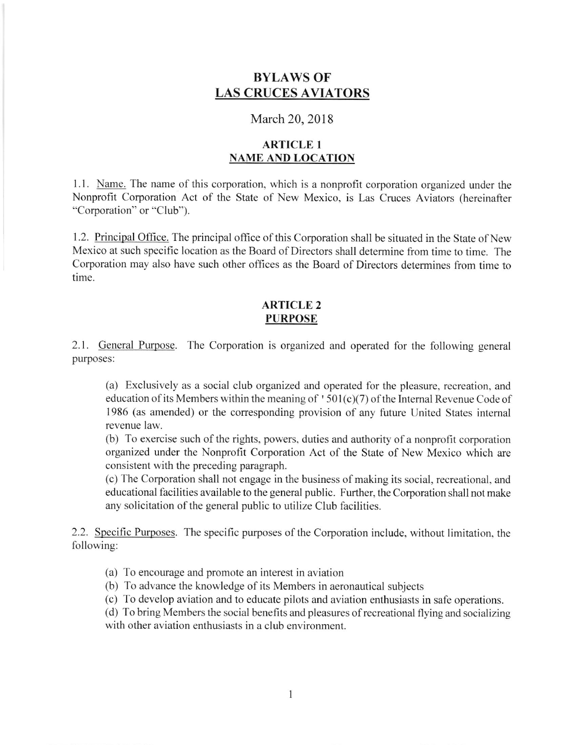# BYLAWS OF LAS CRUCES AVIATORS

March 20, 2018

## ARTICLE 1
## NAME AND LOCATION

1.1. Name. The name of this corporation, which is a nonprofit corporation organized under the Nonprofit Corporation Act of the State of New Mexico, is Las Cruces Aviators (hereinafter "Corporation" or "Club").

1.2. Principal Office. The principal office of this Corporation shall be situated in the State of New Mexico at such specific location as the Board of Directors shall determine from time to time. The Corporation may also have such other offices as the Board of Directors determines from time to time.

## ARTICLE 2
## PURPOSE

2.1. General Purpose. The Corporation is organized and operated for the following general purposes:

(a) Exclusively as a social club organized and operated for the pleasure, recreation, and education of its Members within the meaning of ' 501(c)(7) of the Internal Revenue Code of 1986 (as amended) or the corresponding provision of any future United States internal revenue law.

(b) To exercise such of the rights, powers, duties and authority of a nonprofit corporation organized under the Nonprofit Corporation Act of the State of New Mexico which are consistent with the preceding paragraph.

(c) The Corporation shall not engage in the business of making its social, recreational, and educational facilities available to the general public. Further, the Corporation shall not make any solicitation of the general public to utilize Club facilities.

2.2. Specific Purposes. The specific purposes of the Corporation include, without limitation, the following:

(a) To encourage and promote an interest in aviation

(b) To advance the knowledge of its Members in aeronautical subjects

(c) To develop aviation and to educate pilots and aviation enthusiasts in safe operations.

(d) To bring Members the social benefits and pleasures of recreational flying and socializing with other aviation enthusiasts in a club environment.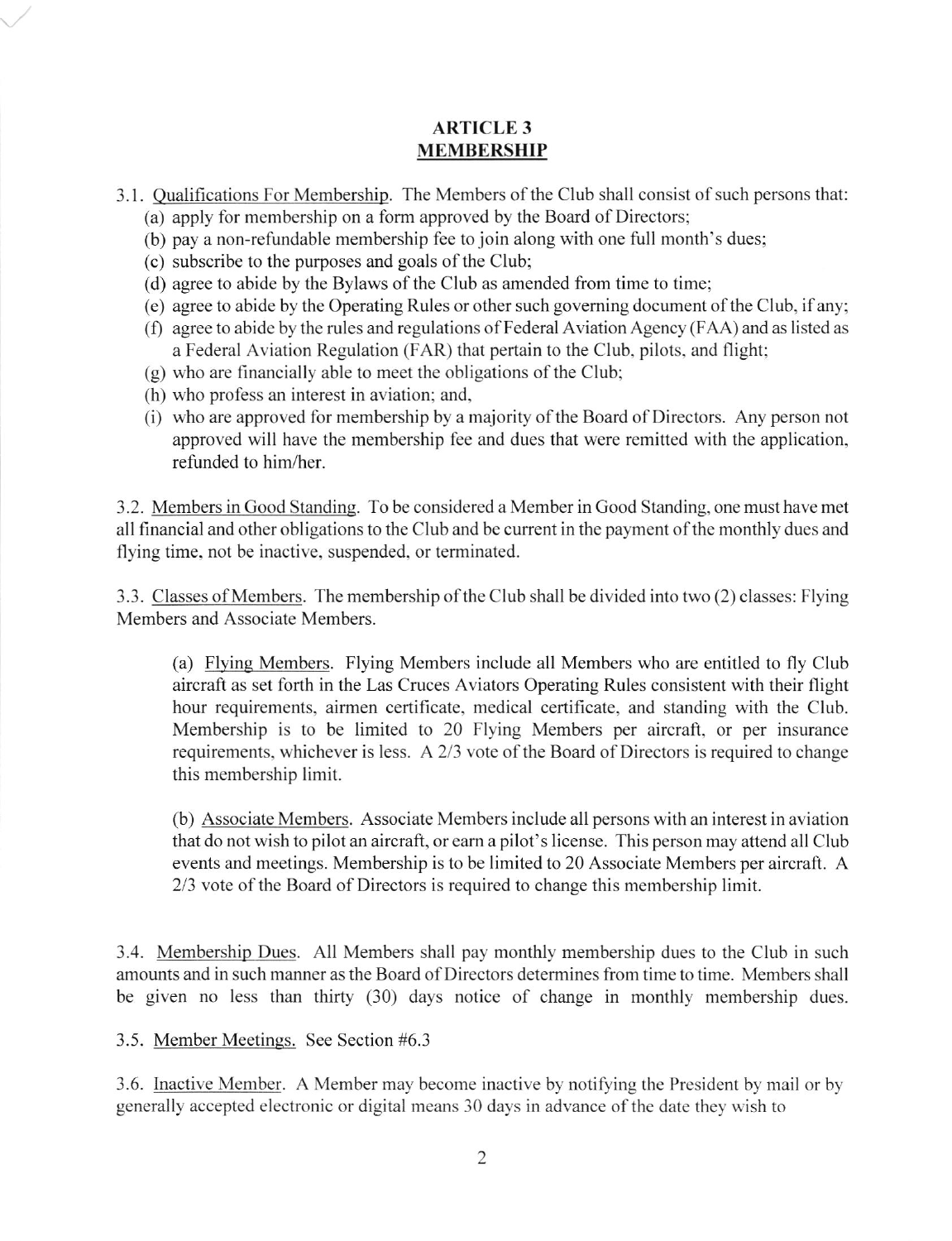## ARTICLE 3
## MEMBERSHIP

3.1. Qualifications For Membership. The Members of the Club shall consist of such persons that:

(a) apply for membership on a form approved by the Board of Directors;
(b) pay a non-refundable membership fee to join along with one full month's dues;
(c) subscribe to the purposes and goals of the Club;
(d) agree to abide by the Bylaws of the Club as amended from time to time;
(e) agree to abide by the Operating Rules or other such governing document of the Club, if any;
(f) agree to abide by the rules and regulations of Federal Aviation Agency (FAA) and as listed as a Federal Aviation Regulation (FAR) that pertain to the Club, pilots, and flight;
(g) who are financially able to meet the obligations of the Club;
(h) who profess an interest in aviation; and,
(i) who are approved for membership by a majority of the Board of Directors. Any person not approved will have the membership fee and dues that were remitted with the application, refunded to him/her.

3.2. Members in Good Standing. To be considered a Member in Good Standing, one must have met all financial and other obligations to the Club and be current in the payment of the monthly dues and flying time, not be inactive, suspended, or terminated.

3.3. Classes of Members. The membership of the Club shall be divided into two (2) classes: Flying Members and Associate Members.

(a) Flying Members. Flying Members include all Members who are entitled to fly Club aircraft as set forth in the Las Cruces Aviators Operating Rules consistent with their flight hour requirements, airmen certificate, medical certificate, and standing with the Club. Membership is to be limited to 20 Flying Members per aircraft, or per insurance requirements, whichever is less. A 2/3 vote of the Board of Directors is required to change this membership limit.

(b) Associate Members. Associate Members include all persons with an interest in aviation that do not wish to pilot an aircraft, or earn a pilot's license. This person may attend all Club events and meetings. Membership is to be limited to 20 Associate Members per aircraft. A 2/3 vote of the Board of Directors is required to change this membership limit.

3.4. Membership Dues. All Members shall pay monthly membership dues to the Club in such amounts and in such manner as the Board of Directors determines from time to time. Members shall be given no less than thirty (30) days notice of change in monthly membership dues.

3.5. Member Meetings. See Section #6.3

3.6. Inactive Member. A Member may become inactive by notifying the President by mail or by generally accepted electronic or digital means 30 days in advance of the date they wish to